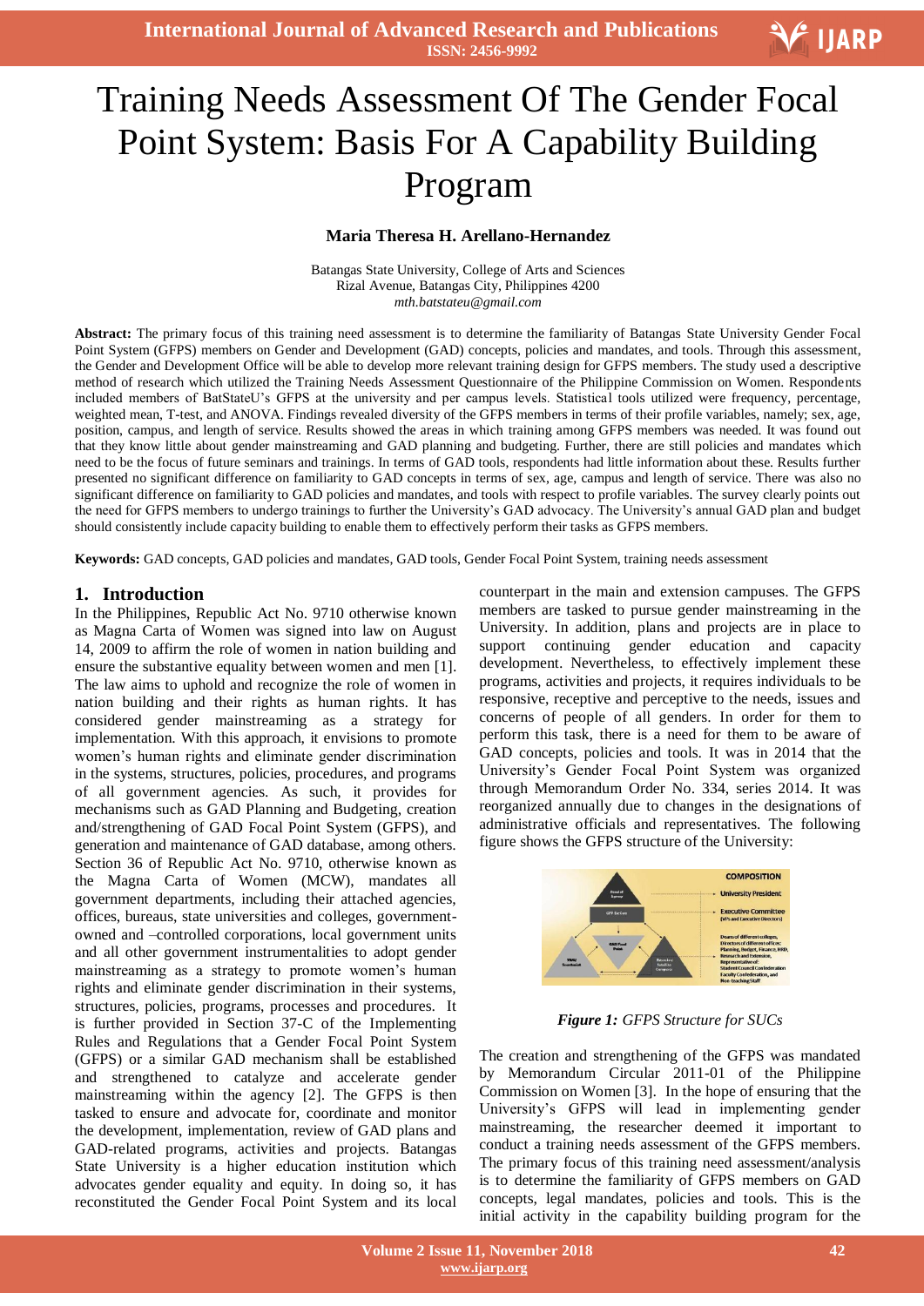# Training Needs Assessment Of The Gender Focal Point System: Basis For A Capability Building Program

**Maria Theresa H. Arellano-Hernandez**

Batangas State University, College of Arts and Sciences
Rizal Avenue, Batangas City, Philippines 4200
*mth.batstateu@gmail.com*

**Abstract:** The primary focus of this training need assessment is to determine the familiarity of Batangas State University Gender Focal Point System (GFPS) members on Gender and Development (GAD) concepts, policies and mandates, and tools. Through this assessment, the Gender and Development Office will be able to develop more relevant training design for GFPS members. The study used a descriptive method of research which utilized the Training Needs Assessment Questionnaire of the Philippine Commission on Women. Respondents included members of BatStateU's GFPS at the university and per campus levels. Statistical tools utilized were frequency, percentage, weighted mean, T-test, and ANOVA. Findings revealed diversity of the GFPS members in terms of their profile variables, namely; sex, age, position, campus, and length of service. Results showed the areas in which training among GFPS members was needed. It was found out that they know little about gender mainstreaming and GAD planning and budgeting. Further, there are still policies and mandates which need to be the focus of future seminars and trainings. In terms of GAD tools, respondents had little information about these. Results further presented no significant difference on familiarity to GAD concepts in terms of sex, age, campus and length of service. There was also no significant difference on familiarity to GAD policies and mandates, and tools with respect to profile variables. The survey clearly points out the need for GFPS members to undergo trainings to further the University's GAD advocacy. The University's annual GAD plan and budget should consistently include capacity building to enable them to effectively perform their tasks as GFPS members.

**Keywords:** GAD concepts, GAD policies and mandates, GAD tools, Gender Focal Point System, training needs assessment

## 1. Introduction

In the Philippines, Republic Act No. 9710 otherwise known as Magna Carta of Women was signed into law on August 14, 2009 to affirm the role of women in nation building and ensure the substantive equality between women and men [1]. The law aims to uphold and recognize the role of women in nation building and their rights as human rights. It has considered gender mainstreaming as a strategy for implementation. With this approach, it envisions to promote women's human rights and eliminate gender discrimination in the systems, structures, policies, procedures, and programs of all government agencies. As such, it provides for mechanisms such as GAD Planning and Budgeting, creation and/strengthening of GAD Focal Point System (GFPS), and generation and maintenance of GAD database, among others. Section 36 of Republic Act No. 9710, otherwise known as the Magna Carta of Women (MCW), mandates all government departments, including their attached agencies, offices, bureaus, state universities and colleges, government-owned and –controlled corporations, local government units and all other government instrumentalities to adopt gender mainstreaming as a strategy to promote women's human rights and eliminate gender discrimination in their systems, structures, policies, programs, processes and procedures. It is further provided in Section 37-C of the Implementing Rules and Regulations that a Gender Focal Point System (GFPS) or a similar GAD mechanism shall be established and strengthened to catalyze and accelerate gender mainstreaming within the agency [2]. The GFPS is then tasked to ensure and advocate for, coordinate and monitor the development, implementation, review of GAD plans and GAD-related programs, activities and projects. Batangas State University is a higher education institution which advocates gender equality and equity. In doing so, it has reconstituted the Gender Focal Point System and its local counterpart in the main and extension campuses. The GFPS members are tasked to pursue gender mainstreaming in the University. In addition, plans and projects are in place to support continuing gender education and capacity development. Nevertheless, to effectively implement these programs, activities and projects, it requires individuals to be responsive, receptive and perceptive to the needs, issues and concerns of people of all genders. In order for them to perform this task, there is a need for them to be aware of GAD concepts, policies and tools. It was in 2014 that the University's Gender Focal Point System was organized through Memorandum Order No. 334, series 2014. It was reorganized annually due to changes in the designations of administrative officials and representatives. The following figure shows the GFPS structure of the University:

*Figure 1: GFPS Structure for SUCs*

The creation and strengthening of the GFPS was mandated by Memorandum Circular 2011-01 of the Philippine Commission on Women [3]. In the hope of ensuring that the University's GFPS will lead in implementing gender mainstreaming, the researcher deemed it important to conduct a training needs assessment of the GFPS members. The primary focus of this training need assessment/analysis is to determine the familiarity of GFPS members on GAD concepts, legal mandates, policies and tools. This is the initial activity in the capability building program for the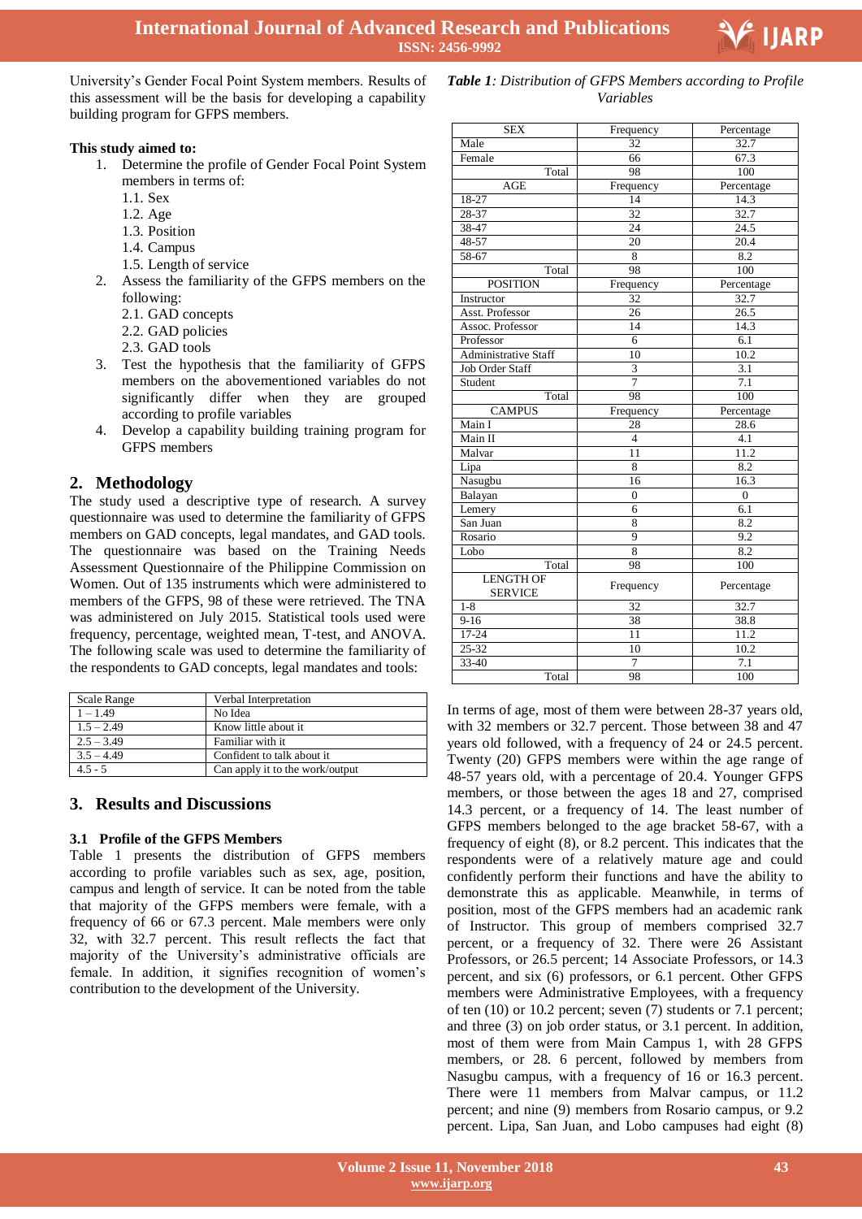University's Gender Focal Point System members. Results of this assessment will be the basis for developing a capability building program for GFPS members.

**This study aimed to:**

1. Determine the profile of Gender Focal Point System members in terms of:
   1.1. Sex
   1.2. Age
   1.3. Position
   1.4. Campus
   1.5. Length of service
2. Assess the familiarity of the GFPS members on the following:
   2.1. GAD concepts
   2.2. GAD policies
   2.3. GAD tools
3. Test the hypothesis that the familiarity of GFPS members on the abovementioned variables do not significantly differ when they are grouped according to profile variables
4. Develop a capability building training program for GFPS members

## 2. Methodology

The study used a descriptive type of research. A survey questionnaire was used to determine the familiarity of GFPS members on GAD concepts, legal mandates, and GAD tools. The questionnaire was based on the Training Needs Assessment Questionnaire of the Philippine Commission on Women. Out of 135 instruments which were administered to members of the GFPS, 98 of these were retrieved. The TNA was administered on July 2015. Statistical tools used were frequency, percentage, weighted mean, T-test, and ANOVA. The following scale was used to determine the familiarity of the respondents to GAD concepts, legal mandates and tools:

| Scale Range | Verbal Interpretation |
|---|---|
| 1 – 1.49 | No Idea |
| 1.5 – 2.49 | Know little about it |
| 2.5 – 3.49 | Familiar with it |
| 3.5 – 4.49 | Confident to talk about it |
| 4.5 - 5 | Can apply it to the work/output |

## 3. Results and Discussions

### 3.1 Profile of the GFPS Members

Table 1 presents the distribution of GFPS members according to profile variables such as sex, age, position, campus and length of service. It can be noted from the table that majority of the GFPS members were female, with a frequency of 66 or 67.3 percent. Male members were only 32, with 32.7 percent. This result reflects the fact that majority of the University's administrative officials are female. In addition, it signifies recognition of women's contribution to the development of the University.

***Table 1**: Distribution of GFPS Members according to Profile Variables*

| SEX | Frequency | Percentage |
|---|---|---|
| Male | 32 | 32.7 |
| Female | 66 | 67.3 |
| Total | 98 | 100 |
| AGE | Frequency | Percentage |
| 18-27 | 14 | 14.3 |
| 28-37 | 32 | 32.7 |
| 38-47 | 24 | 24.5 |
| 48-57 | 20 | 20.4 |
| 58-67 | 8 | 8.2 |
| Total | 98 | 100 |
| POSITION | Frequency | Percentage |
| Instructor | 32 | 32.7 |
| Asst. Professor | 26 | 26.5 |
| Assoc. Professor | 14 | 14.3 |
| Professor | 6 | 6.1 |
| Administrative Staff | 10 | 10.2 |
| Job Order Staff | 3 | 3.1 |
| Student | 7 | 7.1 |
| Total | 98 | 100 |
| CAMPUS | Frequency | Percentage |
| Main I | 28 | 28.6 |
| Main II | 4 | 4.1 |
| Malvar | 11 | 11.2 |
| Lipa | 8 | 8.2 |
| Nasugbu | 16 | 16.3 |
| Balayan | 0 | 0 |
| Lemery | 6 | 6.1 |
| San Juan | 8 | 8.2 |
| Rosario | 9 | 9.2 |
| Lobo | 8 | 8.2 |
| Total | 98 | 100 |
| LENGTH OF SERVICE | Frequency | Percentage |
| 1-8 | 32 | 32.7 |
| 9-16 | 38 | 38.8 |
| 17-24 | 11 | 11.2 |
| 25-32 | 10 | 10.2 |
| 33-40 | 7 | 7.1 |
| Total | 98 | 100 |

In terms of age, most of them were between 28-37 years old, with 32 members or 32.7 percent. Those between 38 and 47 years old followed, with a frequency of 24 or 24.5 percent. Twenty (20) GFPS members were within the age range of 48-57 years old, with a percentage of 20.4. Younger GFPS members, or those between the ages 18 and 27, comprised 14.3 percent, or a frequency of 14. The least number of GFPS members belonged to the age bracket 58-67, with a frequency of eight (8), or 8.2 percent. This indicates that the respondents were of a relatively mature age and could confidently perform their functions and have the ability to demonstrate this as applicable. Meanwhile, in terms of position, most of the GFPS members had an academic rank of Instructor. This group of members comprised 32.7 percent, or a frequency of 32. There were 26 Assistant Professors, or 26.5 percent; 14 Associate Professors, or 14.3 percent, and six (6) professors, or 6.1 percent. Other GFPS members were Administrative Employees, with a frequency of ten (10) or 10.2 percent; seven (7) students or 7.1 percent; and three (3) on job order status, or 3.1 percent. In addition, most of them were from Main Campus 1, with 28 GFPS members, or 28. 6 percent, followed by members from Nasugbu campus, with a frequency of 16 or 16.3 percent. There were 11 members from Malvar campus, or 11.2 percent; and nine (9) members from Rosario campus, or 9.2 percent. Lipa, San Juan, and Lobo campuses had eight (8)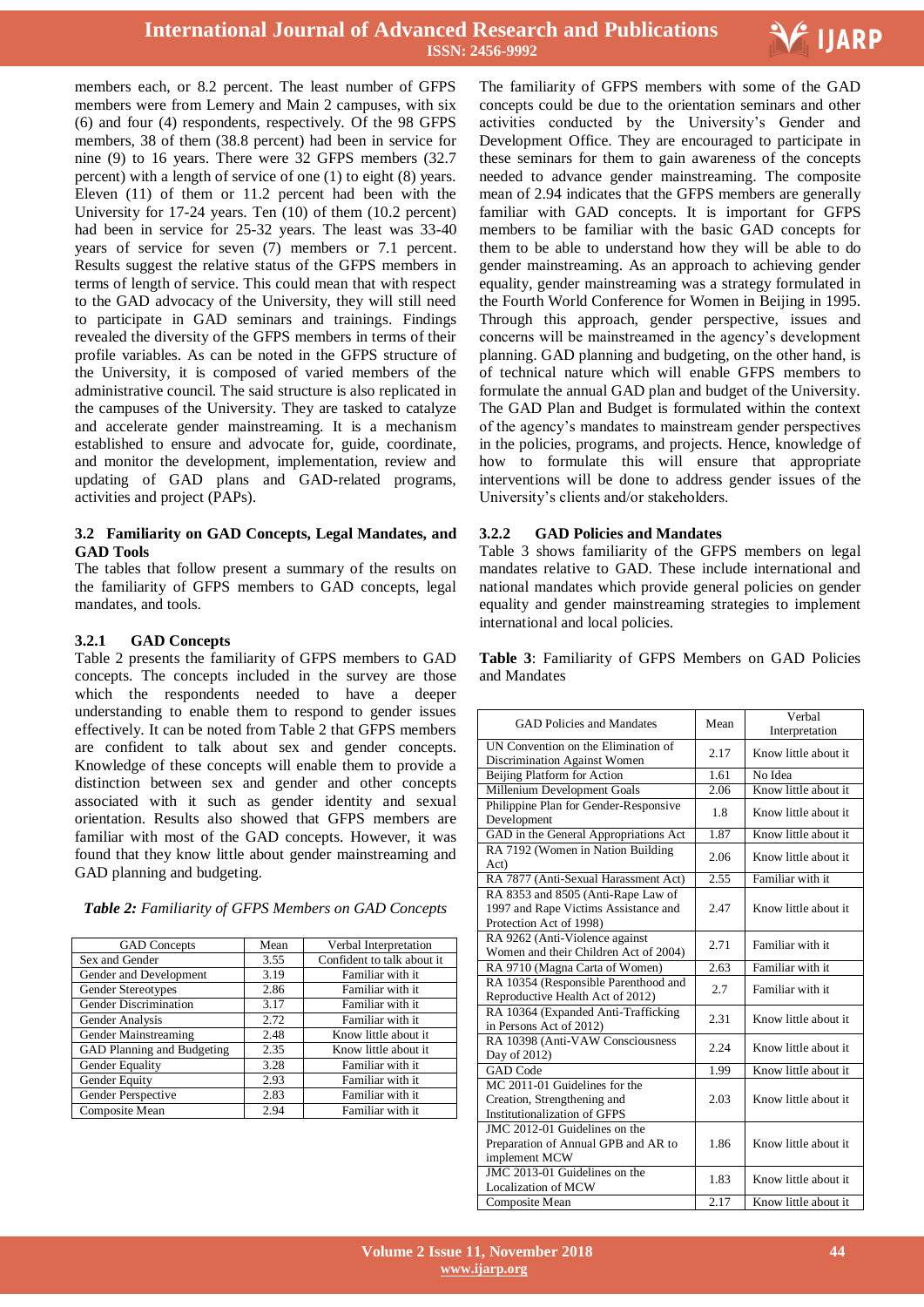members each, or 8.2 percent. The least number of GFPS members were from Lemery and Main 2 campuses, with six (6) and four (4) respondents, respectively. Of the 98 GFPS members, 38 of them (38.8 percent) had been in service for nine (9) to 16 years. There were 32 GFPS members (32.7 percent) with a length of service of one (1) to eight (8) years. Eleven (11) of them or 11.2 percent had been with the University for 17-24 years. Ten (10) of them (10.2 percent) had been in service for 25-32 years. The least was 33-40 years of service for seven (7) members or 7.1 percent. Results suggest the relative status of the GFPS members in terms of length of service. This could mean that with respect to the GAD advocacy of the University, they will still need to participate in GAD seminars and trainings. Findings revealed the diversity of the GFPS members in terms of their profile variables. As can be noted in the GFPS structure of the University, it is composed of varied members of the administrative council. The said structure is also replicated in the campuses of the University. They are tasked to catalyze and accelerate gender mainstreaming. It is a mechanism established to ensure and advocate for, guide, coordinate, and monitor the development, implementation, review and updating of GAD plans and GAD-related programs, activities and project (PAPs).

### 3.2 Familiarity on GAD Concepts, Legal Mandates, and GAD Tools

The tables that follow present a summary of the results on the familiarity of GFPS members to GAD concepts, legal mandates, and tools.

#### 3.2.1 GAD Concepts

Table 2 presents the familiarity of GFPS members to GAD concepts. The concepts included in the survey are those which the respondents needed to have a deeper understanding to enable them to respond to gender issues effectively. It can be noted from Table 2 that GFPS members are confident to talk about sex and gender concepts. Knowledge of these concepts will enable them to provide a distinction between sex and gender and other concepts associated with it such as gender identity and sexual orientation. Results also showed that GFPS members are familiar with most of the GAD concepts. However, it was found that they know little about gender mainstreaming and GAD planning and budgeting.

*Table 2: Familiarity of GFPS Members on GAD Concepts*

| GAD Concepts | Mean | Verbal Interpretation |
|---|---|---|
| Sex and Gender | 3.55 | Confident to talk about it |
| Gender and Development | 3.19 | Familiar with it |
| Gender Stereotypes | 2.86 | Familiar with it |
| Gender Discrimination | 3.17 | Familiar with it |
| Gender Analysis | 2.72 | Familiar with it |
| Gender Mainstreaming | 2.48 | Know little about it |
| GAD Planning and Budgeting | 2.35 | Know little about it |
| Gender Equality | 3.28 | Familiar with it |
| Gender Equity | 2.93 | Familiar with it |
| Gender Perspective | 2.83 | Familiar with it |
| Composite Mean | 2.94 | Familiar with it |

The familiarity of GFPS members with some of the GAD concepts could be due to the orientation seminars and other activities conducted by the University's Gender and Development Office. They are encouraged to participate in these seminars for them to gain awareness of the concepts needed to advance gender mainstreaming. The composite mean of 2.94 indicates that the GFPS members are generally familiar with GAD concepts. It is important for GFPS members to be familiar with the basic GAD concepts for them to be able to understand how they will be able to do gender mainstreaming. As an approach to achieving gender equality, gender mainstreaming was a strategy formulated in the Fourth World Conference for Women in Beijing in 1995. Through this approach, gender perspective, issues and concerns will be mainstreamed in the agency's development planning. GAD planning and budgeting, on the other hand, is of technical nature which will enable GFPS members to formulate the annual GAD plan and budget of the University. The GAD Plan and Budget is formulated within the context of the agency's mandates to mainstream gender perspectives in the policies, programs, and projects. Hence, knowledge of how to formulate this will ensure that appropriate interventions will be done to address gender issues of the University's clients and/or stakeholders.

#### 3.2.2 GAD Policies and Mandates

Table 3 shows familiarity of the GFPS members on legal mandates relative to GAD. These include international and national mandates which provide general policies on gender equality and gender mainstreaming strategies to implement international and local policies.

**Table 3**: Familiarity of GFPS Members on GAD Policies and Mandates

| GAD Policies and Mandates | Mean | Verbal Interpretation |
|---|---|---|
| UN Convention on the Elimination of Discrimination Against Women | 2.17 | Know little about it |
| Beijing Platform for Action | 1.61 | No Idea |
| Millenium Development Goals | 2.06 | Know little about it |
| Philippine Plan for Gender-Responsive Development | 1.8 | Know little about it |
| GAD in the General Appropriations Act | 1.87 | Know little about it |
| RA 7192 (Women in Nation Building Act) | 2.06 | Know little about it |
| RA 7877 (Anti-Sexual Harassment Act) | 2.55 | Familiar with it |
| RA 8353 and 8505 (Anti-Rape Law of 1997 and Rape Victims Assistance and Protection Act of 1998) | 2.47 | Know little about it |
| RA 9262 (Anti-Violence against Women and their Children Act of 2004) | 2.71 | Familiar with it |
| RA 9710 (Magna Carta of Women) | 2.63 | Familiar with it |
| RA 10354 (Responsible Parenthood and Reproductive Health Act of 2012) | 2.7 | Familiar with it |
| RA 10364 (Expanded Anti-Trafficking in Persons Act of 2012) | 2.31 | Know little about it |
| RA 10398 (Anti-VAW Consciousness Day of 2012) | 2.24 | Know little about it |
| GAD Code | 1.99 | Know little about it |
| MC 2011-01 Guidelines for the Creation, Strengthening and Institutionalization of GFPS | 2.03 | Know little about it |
| JMC 2012-01 Guidelines on the Preparation of Annual GPB and AR to implement MCW | 1.86 | Know little about it |
| JMC 2013-01 Guidelines on the Localization of MCW | 1.83 | Know little about it |
| Composite Mean | 2.17 | Know little about it |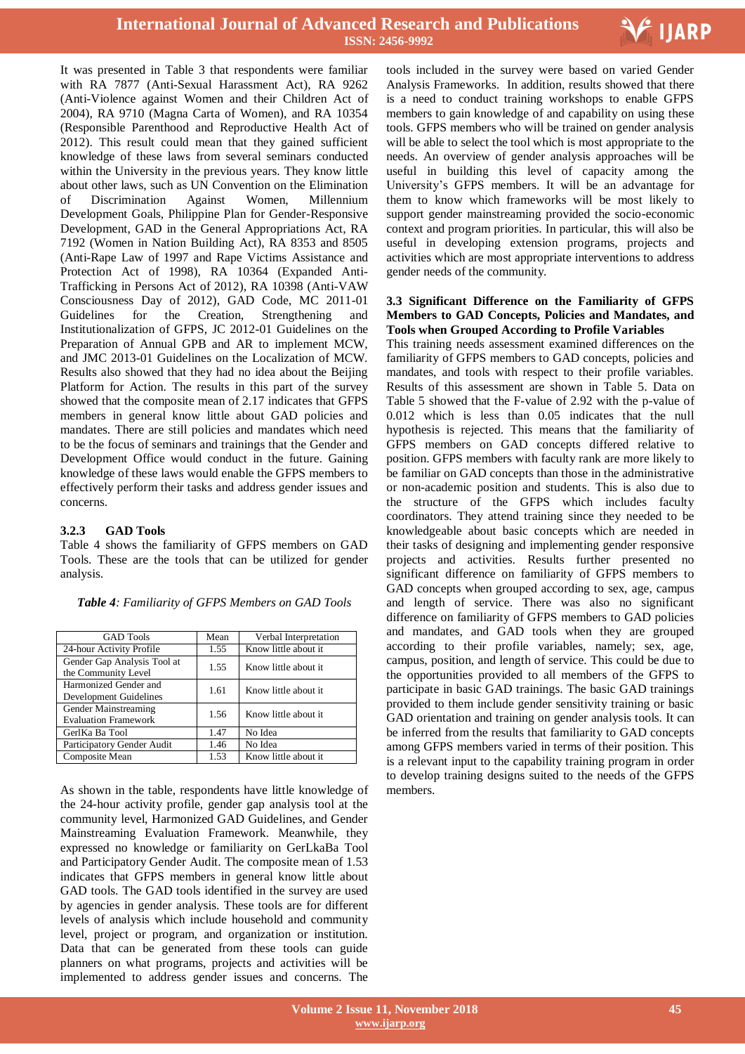It was presented in Table 3 that respondents were familiar with RA 7877 (Anti-Sexual Harassment Act), RA 9262 (Anti-Violence against Women and their Children Act of 2004), RA 9710 (Magna Carta of Women), and RA 10354 (Responsible Parenthood and Reproductive Health Act of 2012). This result could mean that they gained sufficient knowledge of these laws from several seminars conducted within the University in the previous years. They know little about other laws, such as UN Convention on the Elimination of Discrimination Against Women, Millennium Development Goals, Philippine Plan for Gender-Responsive Development, GAD in the General Appropriations Act, RA 7192 (Women in Nation Building Act), RA 8353 and 8505 (Anti-Rape Law of 1997 and Rape Victims Assistance and Protection Act of 1998), RA 10364 (Expanded Anti-Trafficking in Persons Act of 2012), RA 10398 (Anti-VAW Consciousness Day of 2012), GAD Code, MC 2011-01 Guidelines for the Creation, Strengthening and Institutionalization of GFPS, JC 2012-01 Guidelines on the Preparation of Annual GPB and AR to implement MCW, and JMC 2013-01 Guidelines on the Localization of MCW. Results also showed that they had no idea about the Beijing Platform for Action. The results in this part of the survey showed that the composite mean of 2.17 indicates that GFPS members in general know little about GAD policies and mandates. There are still policies and mandates which need to be the focus of seminars and trainings that the Gender and Development Office would conduct in the future. Gaining knowledge of these laws would enable the GFPS members to effectively perform their tasks and address gender issues and concerns.

#### 3.2.3 GAD Tools

Table 4 shows the familiarity of GFPS members on GAD Tools. These are the tools that can be utilized for gender analysis.

***Table 4**: Familiarity of GFPS Members on GAD Tools*

| GAD Tools | Mean | Verbal Interpretation |
|---|---|---|
| 24-hour Activity Profile | 1.55 | Know little about it |
| Gender Gap Analysis Tool at the Community Level | 1.55 | Know little about it |
| Harmonized Gender and Development Guidelines | 1.61 | Know little about it |
| Gender Mainstreaming Evaluation Framework | 1.56 | Know little about it |
| GerlKa Ba Tool | 1.47 | No Idea |
| Participatory Gender Audit | 1.46 | No Idea |
| Composite Mean | 1.53 | Know little about it |

As shown in the table, respondents have little knowledge of the 24-hour activity profile, gender gap analysis tool at the community level, Harmonized GAD Guidelines, and Gender Mainstreaming Evaluation Framework. Meanwhile, they expressed no knowledge or familiarity on GerLkaBa Tool and Participatory Gender Audit. The composite mean of 1.53 indicates that GFPS members in general know little about GAD tools. The GAD tools identified in the survey are used by agencies in gender analysis. These tools are for different levels of analysis which include household and community level, project or program, and organization or institution. Data that can be generated from these tools can guide planners on what programs, projects and activities will be implemented to address gender issues and concerns. The tools included in the survey were based on varied Gender Analysis Frameworks. In addition, results showed that there is a need to conduct training workshops to enable GFPS members to gain knowledge of and capability on using these tools. GFPS members who will be trained on gender analysis will be able to select the tool which is most appropriate to the needs. An overview of gender analysis approaches will be useful in building this level of capacity among the University's GFPS members. It will be an advantage for them to know which frameworks will be most likely to support gender mainstreaming provided the socio-economic context and program priorities. In particular, this will also be useful in developing extension programs, projects and activities which are most appropriate interventions to address gender needs of the community.

### 3.3 Significant Difference on the Familiarity of GFPS Members to GAD Concepts, Policies and Mandates, and Tools when Grouped According to Profile Variables

This training needs assessment examined differences on the familiarity of GFPS members to GAD concepts, policies and mandates, and tools with respect to their profile variables. Results of this assessment are shown in Table 5. Data on Table 5 showed that the F-value of 2.92 with the p-value of 0.012 which is less than 0.05 indicates that the null hypothesis is rejected. This means that the familiarity of GFPS members on GAD concepts differed relative to position. GFPS members with faculty rank are more likely to be familiar on GAD concepts than those in the administrative or non-academic position and students. This is also due to the structure of the GFPS which includes faculty coordinators. They attend training since they needed to be knowledgeable about basic concepts which are needed in their tasks of designing and implementing gender responsive projects and activities. Results further presented no significant difference on familiarity of GFPS members to GAD concepts when grouped according to sex, age, campus and length of service. There was also no significant difference on familiarity of GFPS members to GAD policies and mandates, and GAD tools when they are grouped according to their profile variables, namely; sex, age, campus, position, and length of service. This could be due to the opportunities provided to all members of the GFPS to participate in basic GAD trainings. The basic GAD trainings provided to them include gender sensitivity training or basic GAD orientation and training on gender analysis tools. It can be inferred from the results that familiarity to GAD concepts among GFPS members varied in terms of their position. This is a relevant input to the capability training program in order to develop training designs suited to the needs of the GFPS members.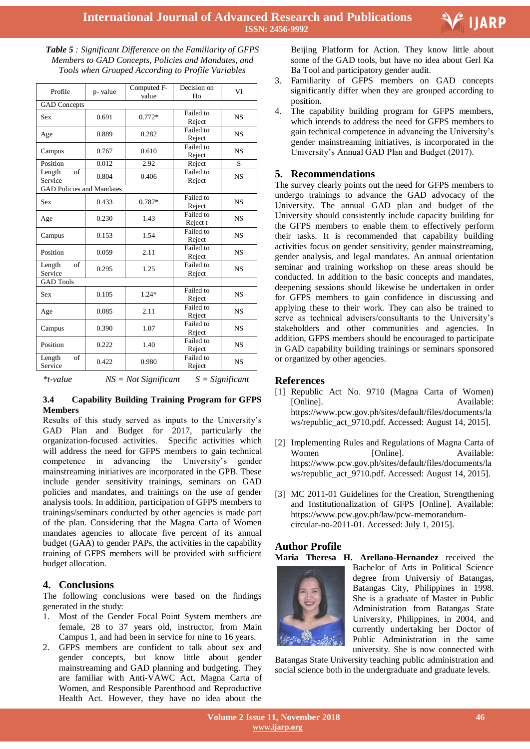***Table 5*** *: Significant Difference on the Familiarity of GFPS Members to GAD Concepts, Policies and Mandates, and Tools when Grouped According to Profile Variables*

| Profile | p- value | Computed F-value | Decision on Ho | VI |
|---|---|---|---|---|
| GAD Concepts | | | | |
| Sex | 0.691 | 0.772* | Failed to Reject | NS |
| Age | 0.889 | 0.282 | Failed to Reject | NS |
| Campus | 0.767 | 0.610 | Failed to Reject | NS |
| Position | 0.012 | 2.92 | Reject | S |
| Length of Service | 0.804 | 0.406 | Failed to Reject | NS |
| GAD Policies and Mandates | | | | |
| Sex | 0.433 | 0.787* | Failed to Reject | NS |
| Age | 0.230 | 1.43 | Failed to Reject t | NS |
| Campus | 0.153 | 1.54 | Failed to Reject | NS |
| Position | 0.059 | 2.11 | Failed to Reject | NS |
| Length of Service | 0.295 | 1.25 | Failed to Reject | NS |
| GAD Tools | | | | |
| Sex | 0.105 | 1.24* | Failed to Reject | NS |
| Age | 0.085 | 2.11 | Failed to Reject | NS |
| Campus | 0.390 | 1.07 | Failed to Reject | NS |
| Position | 0.222 | 1.40 | Failed to Reject | NS |
| Length of Service | 0.422 | 0.980 | Failed to Reject | NS |

*\*t-value* *NS = Not Significant* *S = Significant*

### 3.4 Capability Building Training Program for GFPS Members

Results of this study served as inputs to the University's GAD Plan and Budget for 2017, particularly the organization-focused activities. Specific activities which will address the need for GFPS members to gain technical competence in advancing the University's gender mainstreaming initiatives are incorporated in the GPB. These include gender sensitivity trainings, seminars on GAD policies and mandates, and trainings on the use of gender analysis tools. In addition, participation of GFPS members to trainings/seminars conducted by other agencies is made part of the plan. Considering that the Magna Carta of Women mandates agencies to allocate five percent of its annual budget (GAA) to gender PAPs, the activities in the capability training of GFPS members will be provided with sufficient budget allocation.

## 4. Conclusions

The following conclusions were based on the findings generated in the study:

1. Most of the Gender Focal Point System members are female, 28 to 37 years old, instructor, from Main Campus 1, and had been in service for nine to 16 years.
2. GFPS members are confident to talk about sex and gender concepts, but know little about gender mainstreaming and GAD planning and budgeting. They are familiar with Anti-VAWC Act, Magna Carta of Women, and Responsible Parenthood and Reproductive Health Act. However, they have no idea about the Beijing Platform for Action. They know little about some of the GAD tools, but have no idea about Gerl Ka Ba Tool and participatory gender audit.
3. Familiarity of GFPS members on GAD concepts significantly differ when they are grouped according to position.
4. The capability building program for GFPS members, which intends to address the need for GFPS members to gain technical competence in advancing the University's gender mainstreaming initiatives, is incorporated in the University's Annual GAD Plan and Budget (2017).

## 5. Recommendations

The survey clearly points out the need for GFPS members to undergo trainings to advance the GAD advocacy of the University. The annual GAD plan and budget of the University should consistently include capacity building for the GFPS members to enable them to effectively perform their tasks. It is recommended that capability building activities focus on gender sensitivity, gender mainstreaming, gender analysis, and legal mandates. An annual orientation seminar and training workshop on these areas should be conducted. In addition to the basic concepts and mandates, deepening sessions should likewise be undertaken in order for GFPS members to gain confidence in discussing and applying these to their work. They can also be trained to serve as technical advisers/consultants to the University's stakeholders and other communities and agencies. In addition, GFPS members should be encouraged to participate in GAD capability building trainings or seminars sponsored or organized by other agencies.

## References

[1] Republic Act No. 9710 (Magna Carta of Women) [Online]. Available: https://www.pcw.gov.ph/sites/default/files/documents/laws/republic_act_9710.pdf. Accessed: August 14, 2015].

[2] Implementing Rules and Regulations of Magna Carta of Women [Online]. Available: https://www.pcw.gov.ph/sites/default/files/documents/laws/republic_act_9710.pdf. Accessed: August 14, 2015].

[3] MC 2011-01 Guidelines for the Creation, Strengthening and Institutionalization of GFPS [Online]. Available: https://www.pcw.gov.ph/law/pcw-memorandum-circular-no-2011-01. Accessed: July 1, 2015].

## Author Profile

**Maria Theresa H. Arellano-Hernandez** received the Bachelor of Arts in Political Science degree from Universiy of Batangas, Batangas City, Philippines in 1998. She is a graduate of Master in Public Administration from Batangas State University, Philippines, in 2004, and currently undertaking her Doctor of Public Administration in the same university. She is now connected with Batangas State University teaching public administration and social science both in the undergraduate and graduate levels.